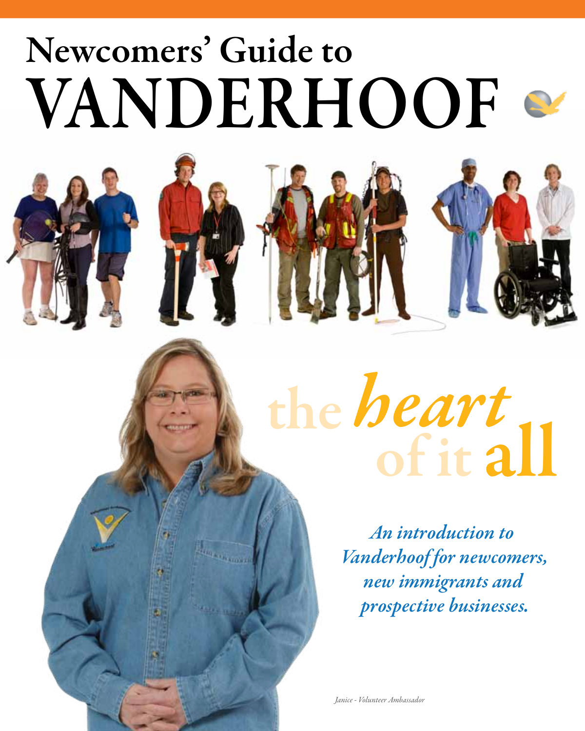# Newcomers' Guide to VANDERHOOF

## the *heart* of it all

*An introduction to Vanderhoof for newcomers, new immigrants and prospective businesses.*

*Janice - Volunteer Ambassador*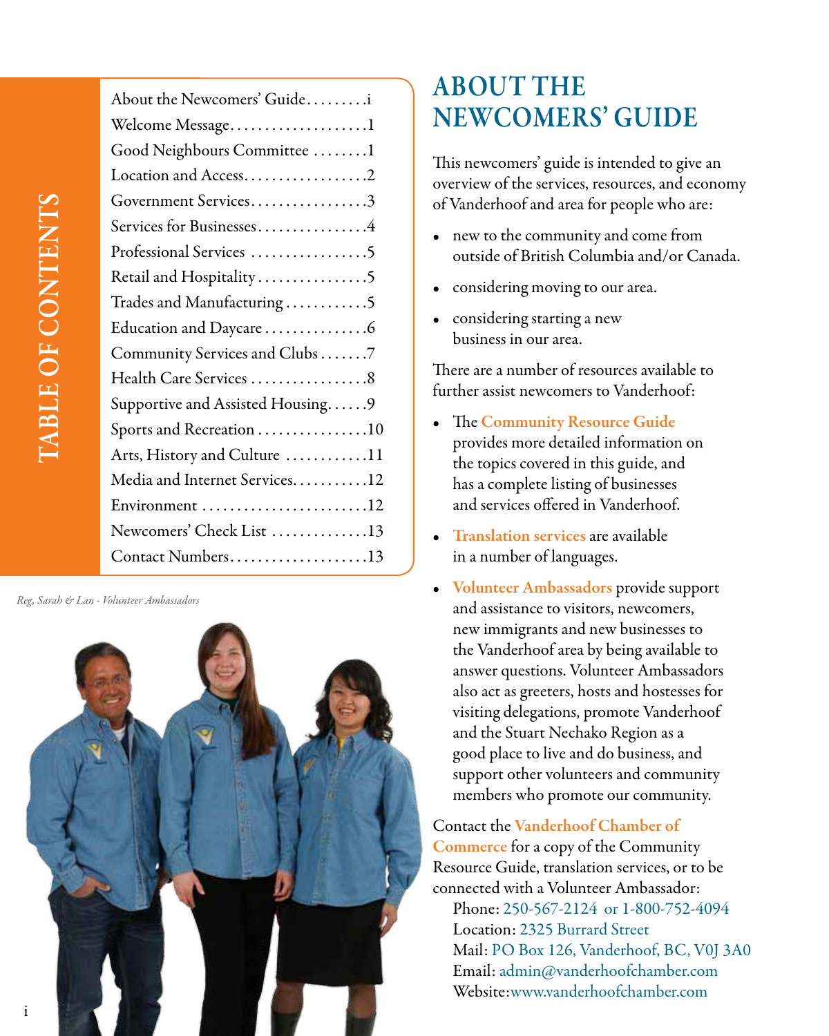## TABLE OF CONTENTS

- About the Newcomers' Guide . . . . . . . . . i
- Welcome Message . . . . . . . . . . . . . . . . . . . . 1
- Good Neighbours Committee . . . . . . . . 1
- Location and Access . . . . . . . . . . . . . . . . . . 2
- Government Services . . . . . . . . . . . . . . . . . 3
- Services for Businesses . . . . . . . . . . . . . . . . 4
- Professional Services . . . . . . . . . . . . . . . . . 5
- Retail and Hospitality . . . . . . . . . . . . . . . . 5
- Trades and Manufacturing . . . . . . . . . . . . 5
- Education and Daycare . . . . . . . . . . . . . . . 6
- Community Services and Clubs . . . . . . . 7
- Health Care Services . . . . . . . . . . . . . . . . . 8
- Supportive and Assisted Housing . . . . . . 9
- Sports and Recreation . . . . . . . . . . . . . . . . 10
- Arts, History and Culture . . . . . . . . . . . . 11
- Media and Internet Services . . . . . . . . . . . 12
- Environment . . . . . . . . . . . . . . . . . . . . . . . . 12
- Newcomers' Check List . . . . . . . . . . . . . . 13
- Contact Numbers . . . . . . . . . . . . . . . . . . . . 13

*Reg, Sarah & Lan - Volunteer Ambassadors*

# ABOUT THE NEWCOMERS' GUIDE

This newcomers' guide is intended to give an overview of the services, resources, and economy of Vanderhoof and area for people who are:

- new to the community and come from outside of British Columbia and/or Canada.
- considering moving to our area.
- considering starting a new business in our area.

There are a number of resources available to further assist newcomers to Vanderhoof:

- The **Community Resource Guide** provides more detailed information on the topics covered in this guide, and has a complete listing of businesses and services offered in Vanderhoof.
- **Translation services** are available in a number of languages.
- **Volunteer Ambassadors** provide support and assistance to visitors, newcomers, new immigrants and new businesses to the Vanderhoof area by being available to answer questions. Volunteer Ambassadors also act as greeters, hosts and hostesses for visiting delegations, promote Vanderhoof and the Stuart Nechako Region as a good place to live and do business, and support other volunteers and community members who promote our community.

Contact the **Vanderhoof Chamber of Commerce** for a copy of the Community Resource Guide, translation services, or to be connected with a Volunteer Ambassador:

Phone: 250-567-2124 or 1-800-752-4094
Location: 2325 Burrard Street
Mail: PO Box 126, Vanderhoof, BC, V0J 3A0
Email: admin@vanderhoofchamber.com
Website: www.vanderhoofchamber.com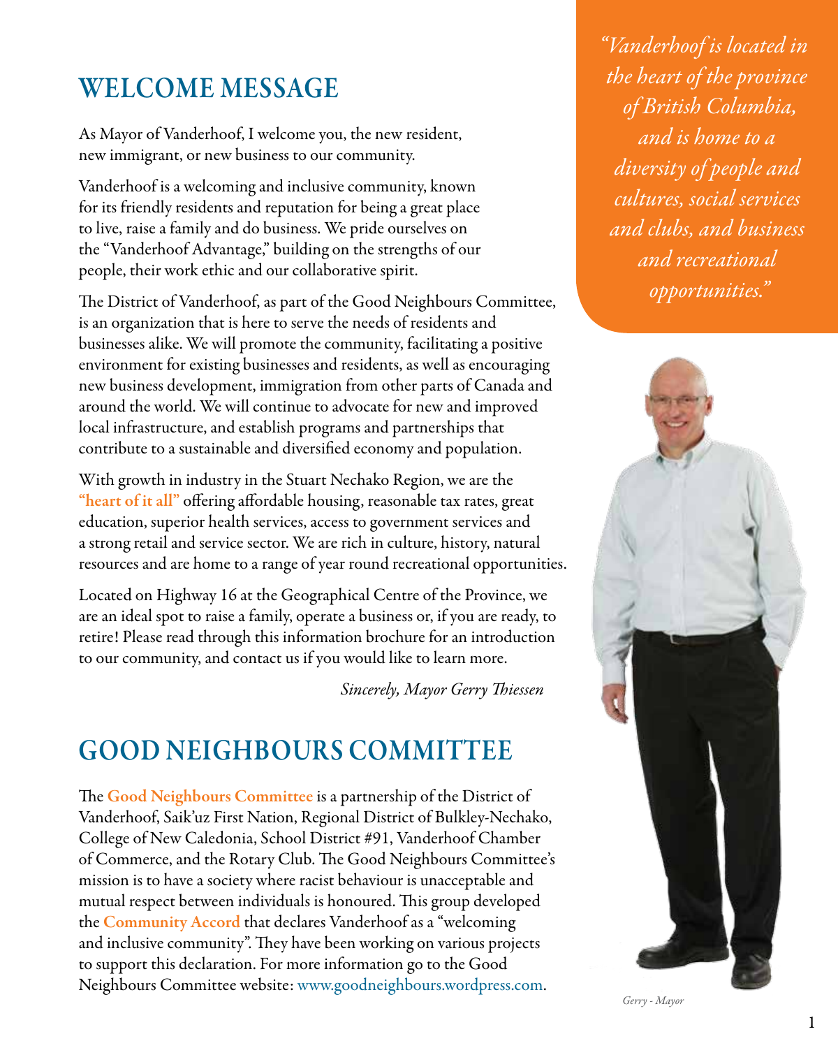# WELCOME MESSAGE

As Mayor of Vanderhoof, I welcome you, the new resident, new immigrant, or new business to our community.

Vanderhoof is a welcoming and inclusive community, known for its friendly residents and reputation for being a great place to live, raise a family and do business. We pride ourselves on the "Vanderhoof Advantage," building on the strengths of our people, their work ethic and our collaborative spirit.

The District of Vanderhoof, as part of the Good Neighbours Committee, is an organization that is here to serve the needs of residents and businesses alike. We will promote the community, facilitating a positive environment for existing businesses and residents, as well as encouraging new business development, immigration from other parts of Canada and around the world. We will continue to advocate for new and improved local infrastructure, and establish programs and partnerships that contribute to a sustainable and diversified economy and population.

With growth in industry in the Stuart Nechako Region, we are the **"heart of it all"** offering affordable housing, reasonable tax rates, great education, superior health services, access to government services and a strong retail and service sector. We are rich in culture, history, natural resources and are home to a range of year round recreational opportunities.

Located on Highway 16 at the Geographical Centre of the Province, we are an ideal spot to raise a family, operate a business or, if you are ready, to retire! Please read through this information brochure for an introduction to our community, and contact us if you would like to learn more.

*Sincerely, Mayor Gerry Thiessen*

*"Vanderhoof is located in the heart of the province of British Columbia, and is home to a diversity of people and cultures, social services and clubs, and business and recreational opportunities."*

*Gerry - Mayor*

# GOOD NEIGHBOURS COMMITTEE

The **Good Neighbours Committee** is a partnership of the District of Vanderhoof, Saik'uz First Nation, Regional District of Bulkley-Nechako, College of New Caledonia, School District #91, Vanderhoof Chamber of Commerce, and the Rotary Club. The Good Neighbours Committee's mission is to have a society where racist behaviour is unacceptable and mutual respect between individuals is honoured. This group developed the **Community Accord** that declares Vanderhoof as a "welcoming and inclusive community". They have been working on various projects to support this declaration. For more information go to the Good Neighbours Committee website: www.goodneighbours.wordpress.com.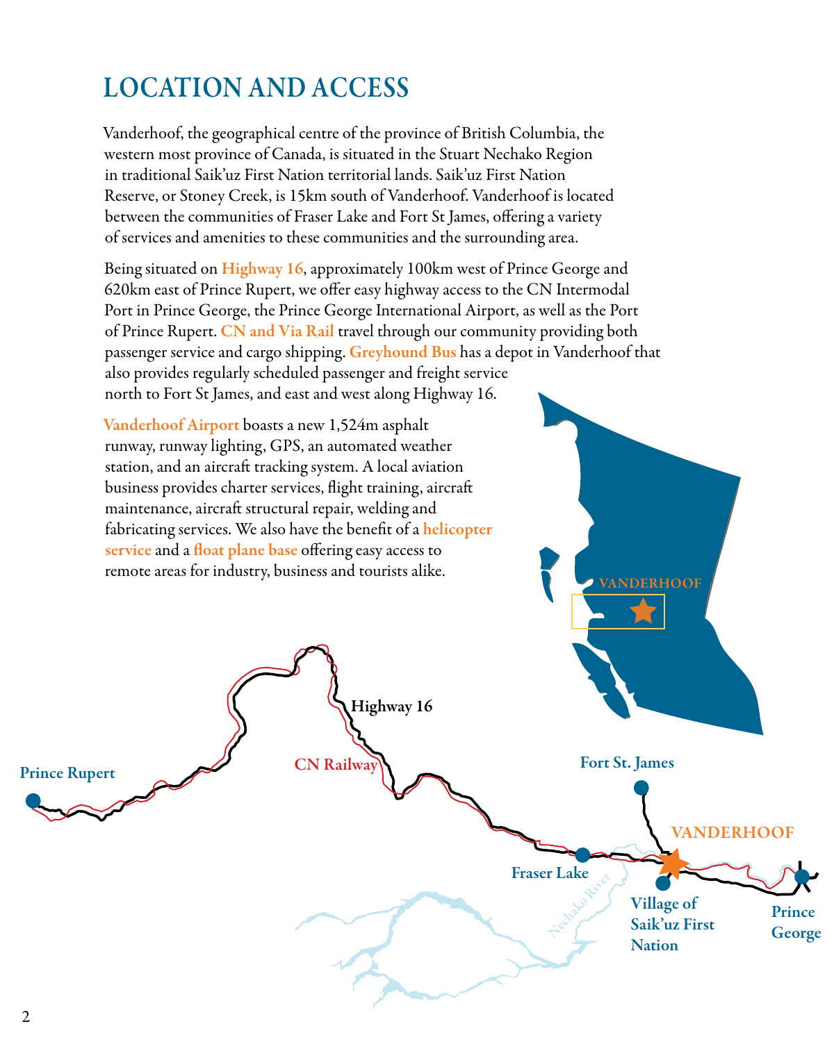# LOCATION AND ACCESS

Vanderhoof, the geographical centre of the province of British Columbia, the western most province of Canada, is situated in the Stuart Nechako Region in traditional Saik'uz First Nation territorial lands. Saik'uz First Nation Reserve, or Stoney Creek, is 15km south of Vanderhoof. Vanderhoof is located between the communities of Fraser Lake and Fort St James, offering a variety of services and amenities to these communities and the surrounding area.

Being situated on **Highway 16**, approximately 100km west of Prince George and 620km east of Prince Rupert, we offer easy highway access to the CN Intermodal Port in Prince George, the Prince George International Airport, as well as the Port of Prince Rupert. **CN and Via Rail** travel through our community providing both passenger service and cargo shipping. **Greyhound Bus** has a depot in Vanderhoof that also provides regularly scheduled passenger and freight service north to Fort St James, and east and west along Highway 16.

**Vanderhoof Airport** boasts a new 1,524m asphalt runway, runway lighting, GPS, an automated weather station, and an aircraft tracking system. A local aviation business provides charter services, flight training, aircraft maintenance, aircraft structural repair, welding and fabricating services. We also have the benefit of a **helicopter service** and a **float plane base** offering easy access to remote areas for industry, business and tourists alike.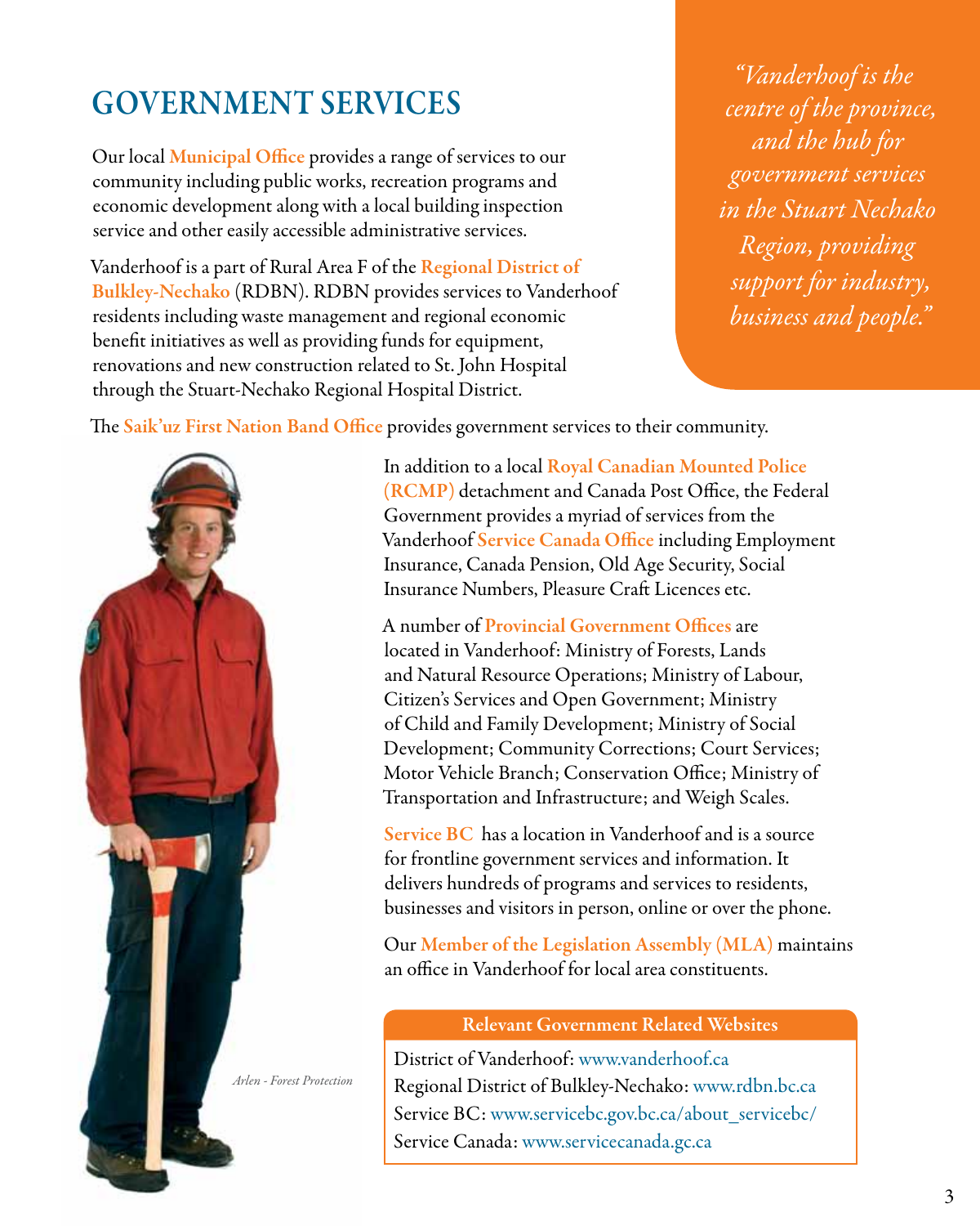# GOVERNMENT SERVICES

> *"Vanderhoof is the centre of the province, and the hub for government services in the Stuart Nechako Region, providing support for industry, business and people."*

Our local **Municipal Office** provides a range of services to our community including public works, recreation programs and economic development along with a local building inspection service and other easily accessible administrative services.

Vanderhoof is a part of Rural Area F of the **Regional District of Bulkley-Nechako** (RDBN). RDBN provides services to Vanderhoof residents including waste management and regional economic benefit initiatives as well as providing funds for equipment, renovations and new construction related to St. John Hospital through the Stuart-Nechako Regional Hospital District.

The **Saik'uz First Nation Band Office** provides government services to their community.

In addition to a local **Royal Canadian Mounted Police (RCMP)** detachment and Canada Post Office, the Federal Government provides a myriad of services from the Vanderhoof **Service Canada Office** including Employment Insurance, Canada Pension, Old Age Security, Social Insurance Numbers, Pleasure Craft Licences etc.

A number of **Provincial Government Offices** are located in Vanderhoof: Ministry of Forests, Lands and Natural Resource Operations; Ministry of Labour, Citizen's Services and Open Government; Ministry of Child and Family Development; Ministry of Social Development; Community Corrections; Court Services; Motor Vehicle Branch; Conservation Office; Ministry of Transportation and Infrastructure; and Weigh Scales.

**Service BC** has a location in Vanderhoof and is a source for frontline government services and information. It delivers hundreds of programs and services to residents, businesses and visitors in person, online or over the phone.

Our **Member of the Legislation Assembly (MLA)** maintains an office in Vanderhoof for local area constituents.

*Arlen - Forest Protection*

| Relevant Government Related Websites |
|---|
| District of Vanderhoof: www.vanderhoof.ca |
| Regional District of Bulkley-Nechako: www.rdbn.bc.ca |
| Service BC: www.servicebc.gov.bc.ca/about_servicebc/ |
| Service Canada: www.servicecanada.gc.ca |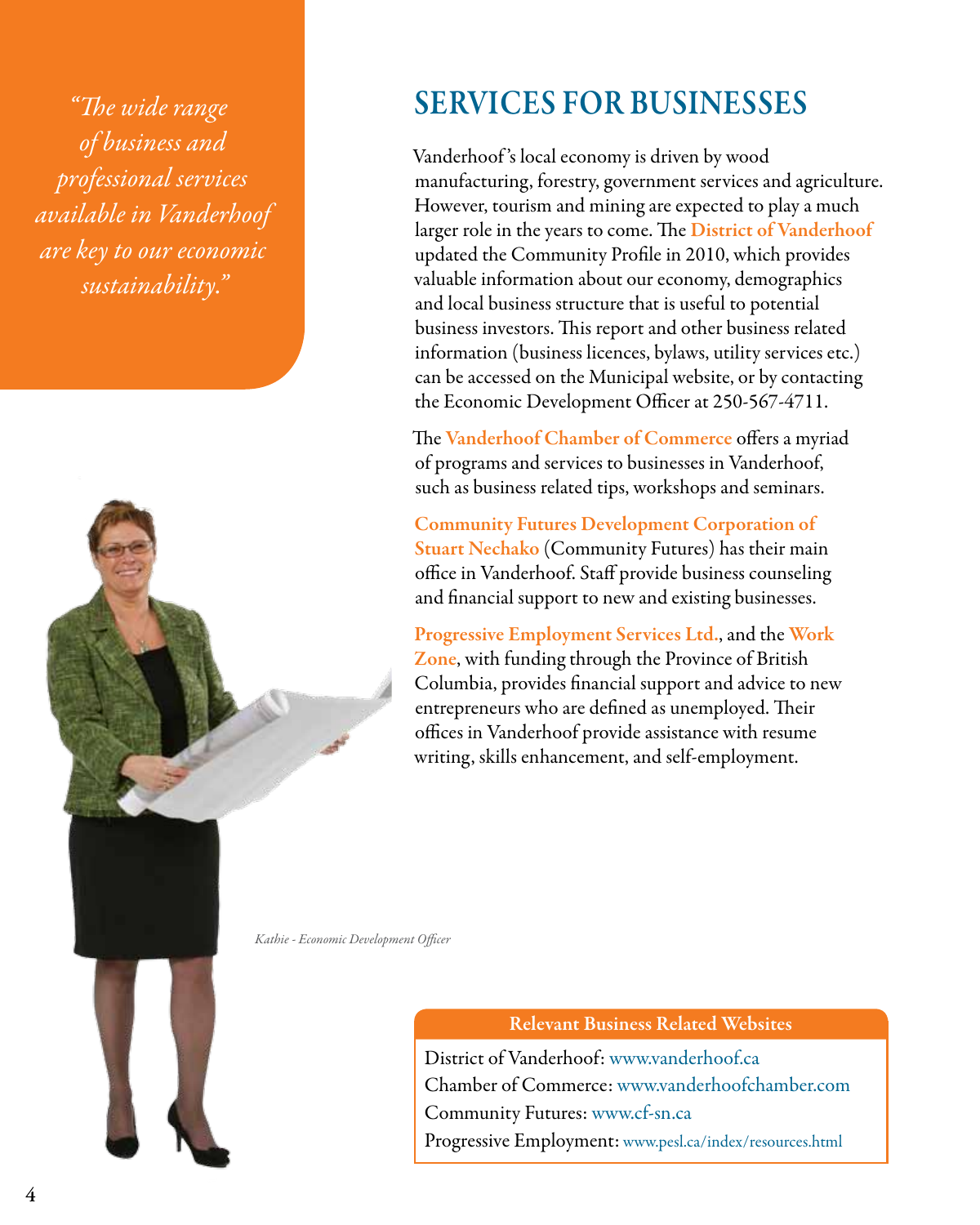*"The wide range of business and professional services available in Vanderhoof are key to our economic sustainability."*

## SERVICES FOR BUSINESSES

Vanderhoof's local economy is driven by wood manufacturing, forestry, government services and agriculture. However, tourism and mining are expected to play a much larger role in the years to come. The **District of Vanderhoof** updated the Community Profile in 2010, which provides valuable information about our economy, demographics and local business structure that is useful to potential business investors. This report and other business related information (business licences, bylaws, utility services etc.) can be accessed on the Municipal website, or by contacting the Economic Development Officer at 250-567-4711.

The **Vanderhoof Chamber of Commerce** offers a myriad of programs and services to businesses in Vanderhoof, such as business related tips, workshops and seminars.

**Community Futures Development Corporation of Stuart Nechako** (Community Futures) has their main office in Vanderhoof. Staff provide business counseling and financial support to new and existing businesses.

**Progressive Employment Services Ltd.**, and the **Work Zone**, with funding through the Province of British Columbia, provides financial support and advice to new entrepreneurs who are defined as unemployed. Their offices in Vanderhoof provide assistance with resume writing, skills enhancement, and self-employment.

*Kathie - Economic Development Officer*

**Relevant Business Related Websites**

District of Vanderhoof: www.vanderhoof.ca
Chamber of Commerce: www.vanderhoofchamber.com
Community Futures: www.cf-sn.ca
Progressive Employment: www.pesl.ca/index/resources.html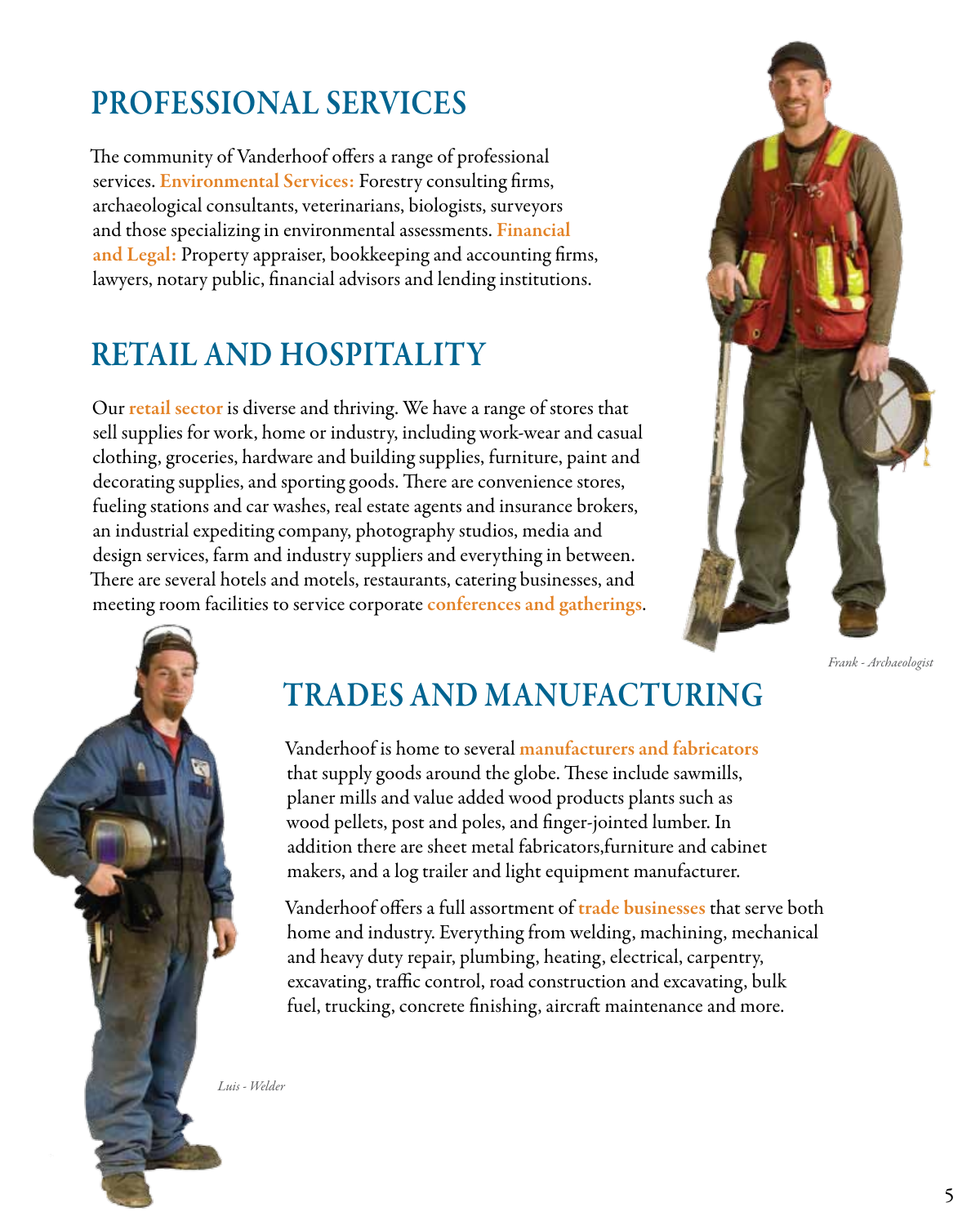## PROFESSIONAL SERVICES

The community of Vanderhoof offers a range of professional services. **Environmental Services:** Forestry consulting firms, archaeological consultants, veterinarians, biologists, surveyors and those specializing in environmental assessments. **Financial and Legal:** Property appraiser, bookkeeping and accounting firms, lawyers, notary public, financial advisors and lending institutions.

## RETAIL AND HOSPITALITY

Our **retail sector** is diverse and thriving. We have a range of stores that sell supplies for work, home or industry, including work-wear and casual clothing, groceries, hardware and building supplies, furniture, paint and decorating supplies, and sporting goods. There are convenience stores, fueling stations and car washes, real estate agents and insurance brokers, an industrial expediting company, photography studios, media and design services, farm and industry suppliers and everything in between. There are several hotels and motels, restaurants, catering businesses, and meeting room facilities to service corporate **conferences and gatherings**.

*Frank - Archaeologist*

## TRADES AND MANUFACTURING

Vanderhoof is home to several **manufacturers and fabricators** that supply goods around the globe. These include sawmills, planer mills and value added wood products plants such as wood pellets, post and poles, and finger-jointed lumber. In addition there are sheet metal fabricators,furniture and cabinet makers, and a log trailer and light equipment manufacturer.

Vanderhoof offers a full assortment of **trade businesses** that serve both home and industry. Everything from welding, machining, mechanical and heavy duty repair, plumbing, heating, electrical, carpentry, excavating, traffic control, road construction and excavating, bulk fuel, trucking, concrete finishing, aircraft maintenance and more.

*Luis - Welder*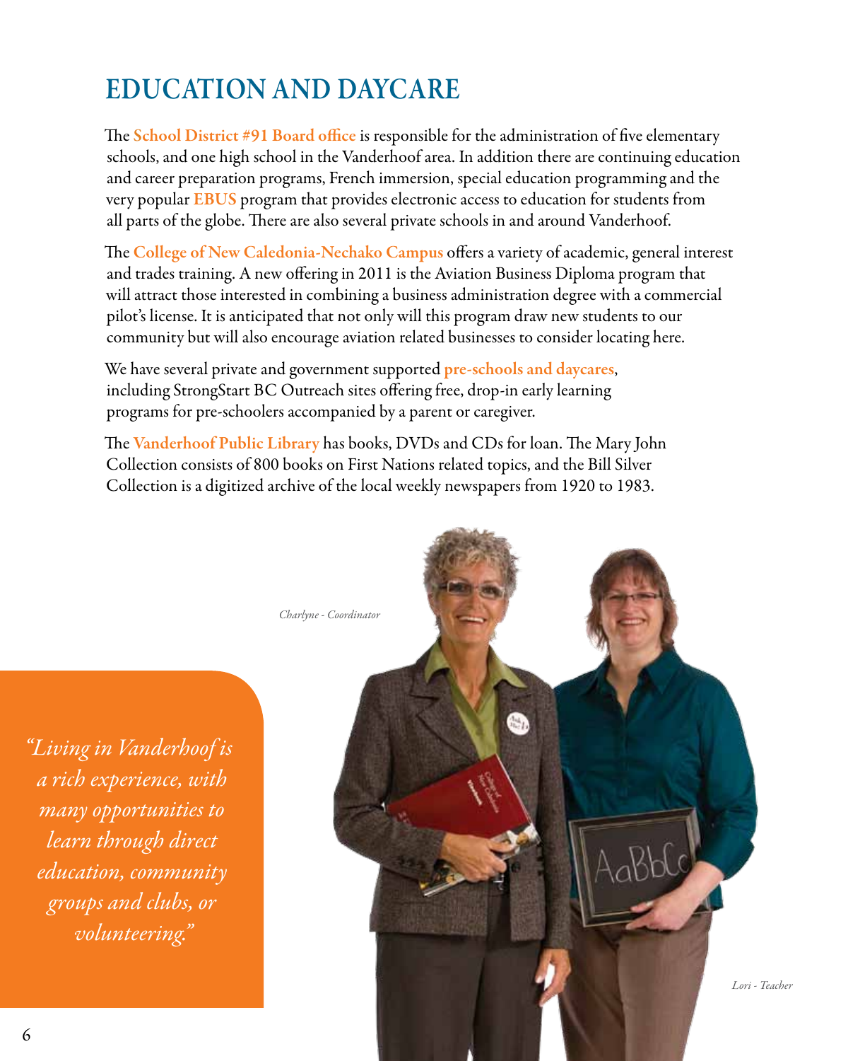# EDUCATION AND DAYCARE

The **School District #91 Board office** is responsible for the administration of five elementary schools, and one high school in the Vanderhoof area. In addition there are continuing education and career preparation programs, French immersion, special education programming and the very popular **EBUS** program that provides electronic access to education for students from all parts of the globe. There are also several private schools in and around Vanderhoof.

The **College of New Caledonia-Nechako Campus** offers a variety of academic, general interest and trades training. A new offering in 2011 is the Aviation Business Diploma program that will attract those interested in combining a business administration degree with a commercial pilot's license. It is anticipated that not only will this program draw new students to our community but will also encourage aviation related businesses to consider locating here.

We have several private and government supported **pre-schools and daycares**, including StrongStart BC Outreach sites offering free, drop-in early learning programs for pre-schoolers accompanied by a parent or caregiver.

The **Vanderhoof Public Library** has books, DVDs and CDs for loan. The Mary John Collection consists of 800 books on First Nations related topics, and the Bill Silver Collection is a digitized archive of the local weekly newspapers from 1920 to 1983.

*Charlyne - Coordinator*

*"Living in Vanderhoof is a rich experience, with many opportunities to learn through direct education, community groups and clubs, or volunteering."*

*Lori - Teacher*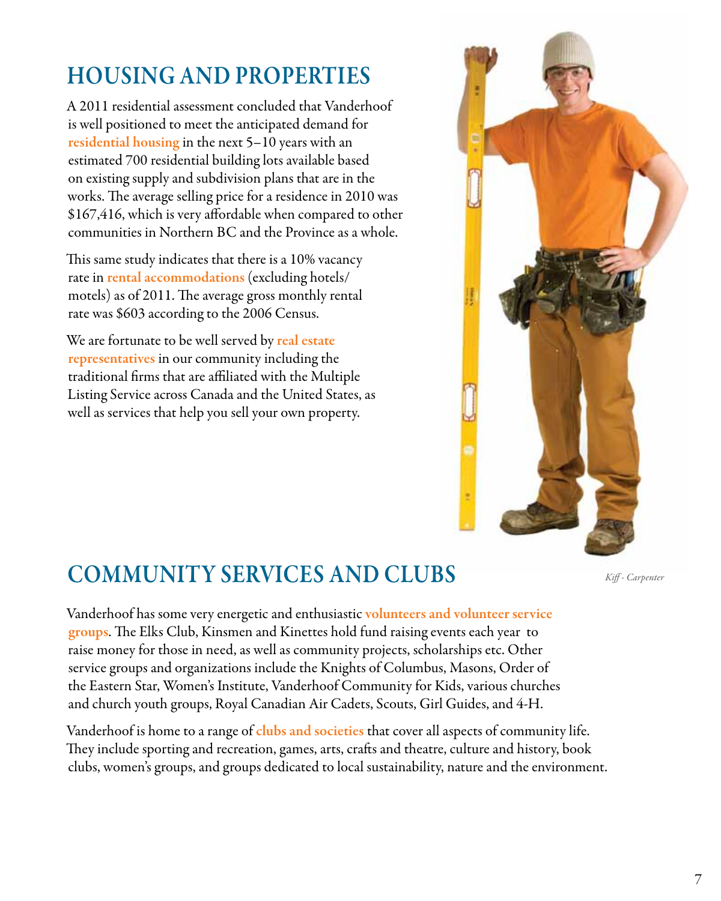# HOUSING AND PROPERTIES

A 2011 residential assessment concluded that Vanderhoof is well positioned to meet the anticipated demand for **residential housing** in the next 5–10 years with an estimated 700 residential building lots available based on existing supply and subdivision plans that are in the works. The average selling price for a residence in 2010 was $167,416, which is very affordable when compared to other communities in Northern BC and the Province as a whole.

This same study indicates that there is a 10% vacancy rate in **rental accommodations** (excluding hotels/motels) as of 2011. The average gross monthly rental rate was $603 according to the 2006 Census.

We are fortunate to be well served by **real estate representatives** in our community including the traditional firms that are affiliated with the Multiple Listing Service across Canada and the United States, as well as services that help you sell your own property.

*Kiff - Carpenter*

# COMMUNITY SERVICES AND CLUBS

Vanderhoof has some very energetic and enthusiastic **volunteers and volunteer service groups**. The Elks Club, Kinsmen and Kinettes hold fund raising events each year to raise money for those in need, as well as community projects, scholarships etc. Other service groups and organizations include the Knights of Columbus, Masons, Order of the Eastern Star, Women's Institute, Vanderhoof Community for Kids, various churches and church youth groups, Royal Canadian Air Cadets, Scouts, Girl Guides, and 4-H.

Vanderhoof is home to a range of **clubs and societies** that cover all aspects of community life. They include sporting and recreation, games, arts, crafts and theatre, culture and history, book clubs, women's groups, and groups dedicated to local sustainability, nature and the environment.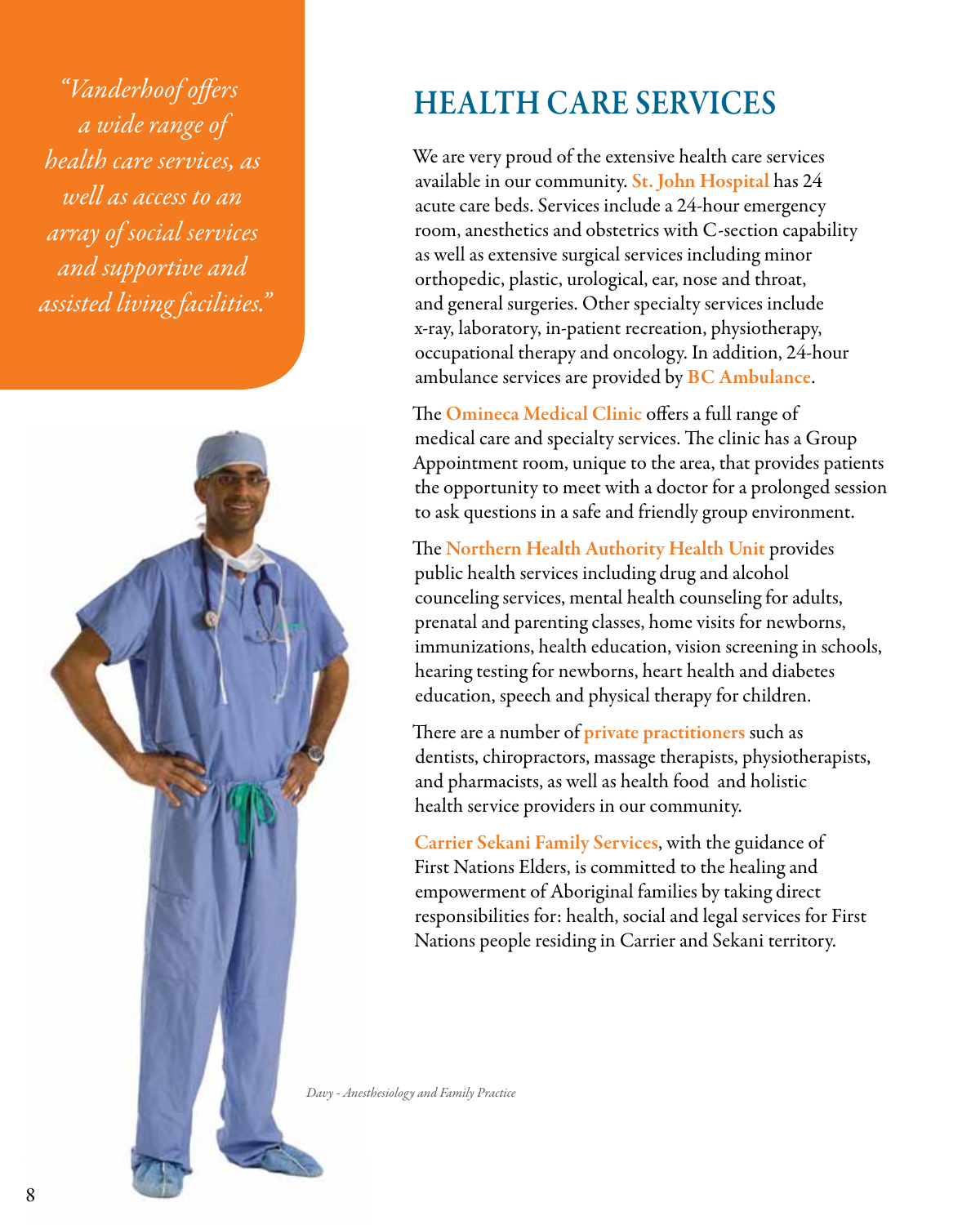*"Vanderhoof offers a wide range of health care services, as well as access to an array of social services and supportive and assisted living facilities."*

# HEALTH CARE SERVICES

We are very proud of the extensive health care services available in our community. **St. John Hospital** has 24 acute care beds. Services include a 24-hour emergency room, anesthetics and obstetrics with C-section capability as well as extensive surgical services including minor orthopedic, plastic, urological, ear, nose and throat, and general surgeries. Other specialty services include x-ray, laboratory, in-patient recreation, physiotherapy, occupational therapy and oncology. In addition, 24-hour ambulance services are provided by **BC Ambulance**.

The **Omineca Medical Clinic** offers a full range of medical care and specialty services. The clinic has a Group Appointment room, unique to the area, that provides patients the opportunity to meet with a doctor for a prolonged session to ask questions in a safe and friendly group environment.

The **Northern Health Authority Health Unit** provides public health services including drug and alcohol counceling services, mental health counseling for adults, prenatal and parenting classes, home visits for newborns, immunizations, health education, vision screening in schools, hearing testing for newborns, heart health and diabetes education, speech and physical therapy for children.

There are a number of **private practitioners** such as dentists, chiropractors, massage therapists, physiotherapists, and pharmacists, as well as health food and holistic health service providers in our community.

**Carrier Sekani Family Services**, with the guidance of First Nations Elders, is committed to the healing and empowerment of Aboriginal families by taking direct responsibilities for: health, social and legal services for First Nations people residing in Carrier and Sekani territory.

*Davy - Anesthesiology and Family Practice*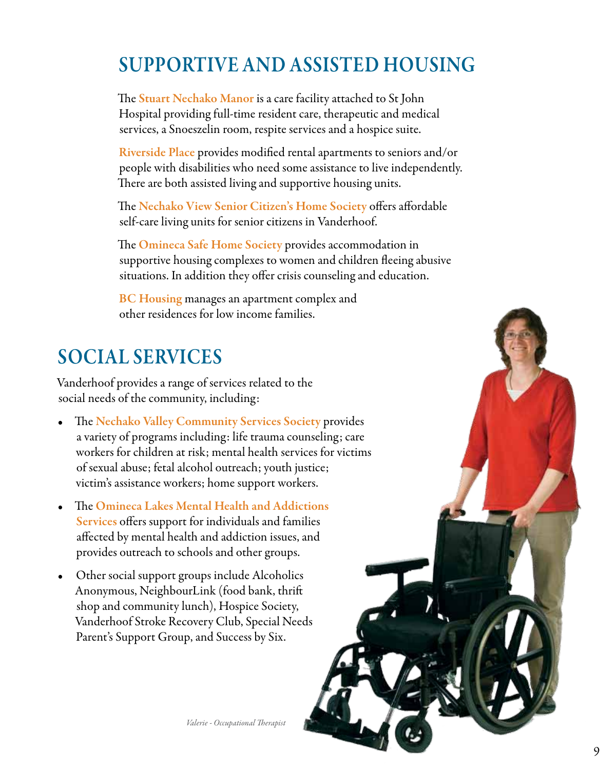# SUPPORTIVE AND ASSISTED HOUSING

The **Stuart Nechako Manor** is a care facility attached to St John Hospital providing full-time resident care, therapeutic and medical services, a Snoeszelin room, respite services and a hospice suite.

**Riverside Place** provides modified rental apartments to seniors and/or people with disabilities who need some assistance to live independently. There are both assisted living and supportive housing units.

The **Nechako View Senior Citizen's Home Society** offers affordable self-care living units for senior citizens in Vanderhoof.

The **Omineca Safe Home Society** provides accommodation in supportive housing complexes to women and children fleeing abusive situations. In addition they offer crisis counseling and education.

**BC Housing** manages an apartment complex and other residences for low income families.

# SOCIAL SERVICES

Vanderhoof provides a range of services related to the social needs of the community, including:

- The **Nechako Valley Community Services Society** provides a variety of programs including: life trauma counseling; care workers for children at risk; mental health services for victims of sexual abuse; fetal alcohol outreach; youth justice; victim's assistance workers; home support workers.
- The **Omineca Lakes Mental Health and Addictions Services** offers support for individuals and families affected by mental health and addiction issues, and provides outreach to schools and other groups.
- Other social support groups include Alcoholics Anonymous, NeighbourLink (food bank, thrift shop and community lunch), Hospice Society, Vanderhoof Stroke Recovery Club, Special Needs Parent's Support Group, and Success by Six.

*Valerie - Occupational Therapist*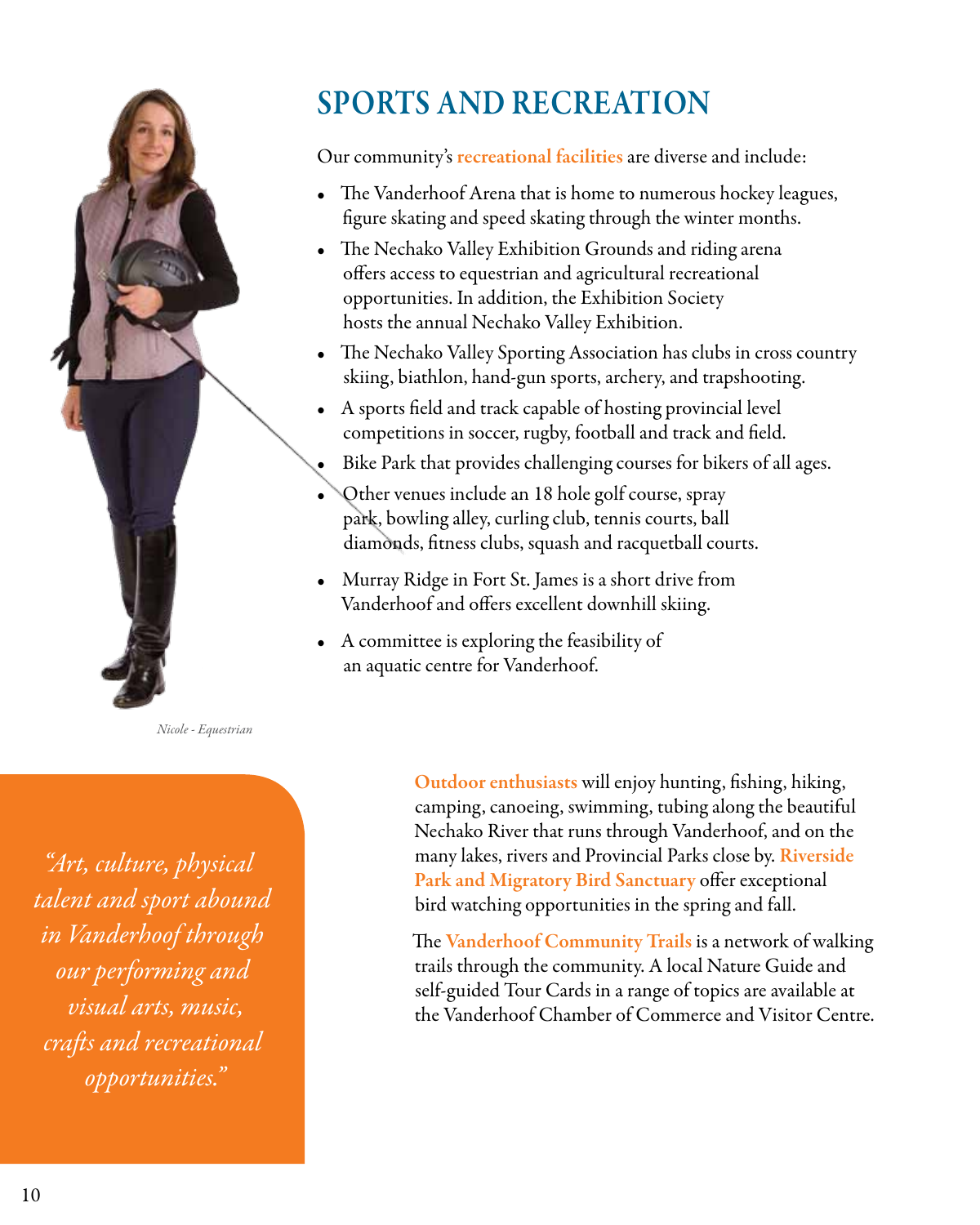# SPORTS AND RECREATION

Our community's **recreational facilities** are diverse and include:

- The Vanderhoof Arena that is home to numerous hockey leagues, figure skating and speed skating through the winter months.
- The Nechako Valley Exhibition Grounds and riding arena offers access to equestrian and agricultural recreational opportunities. In addition, the Exhibition Society hosts the annual Nechako Valley Exhibition.
- The Nechako Valley Sporting Association has clubs in cross country skiing, biathlon, hand-gun sports, archery, and trapshooting.
- A sports field and track capable of hosting provincial level competitions in soccer, rugby, football and track and field.
- Bike Park that provides challenging courses for bikers of all ages.
- Other venues include an 18 hole golf course, spray park, bowling alley, curling club, tennis courts, ball diamonds, fitness clubs, squash and racquetball courts.
- Murray Ridge in Fort St. James is a short drive from Vanderhoof and offers excellent downhill skiing.
- A committee is exploring the feasibility of an aquatic centre for Vanderhoof.

*Nicole - Equestrian*

*"Art, culture, physical talent and sport abound in Vanderhoof through our performing and visual arts, music, crafts and recreational opportunities."*

**Outdoor enthusiasts** will enjoy hunting, fishing, hiking, camping, canoeing, swimming, tubing along the beautiful Nechako River that runs through Vanderhoof, and on the many lakes, rivers and Provincial Parks close by. **Riverside Park and Migratory Bird Sanctuary** offer exceptional bird watching opportunities in the spring and fall.

The **Vanderhoof Community Trails** is a network of walking trails through the community. A local Nature Guide and self-guided Tour Cards in a range of topics are available at the Vanderhoof Chamber of Commerce and Visitor Centre.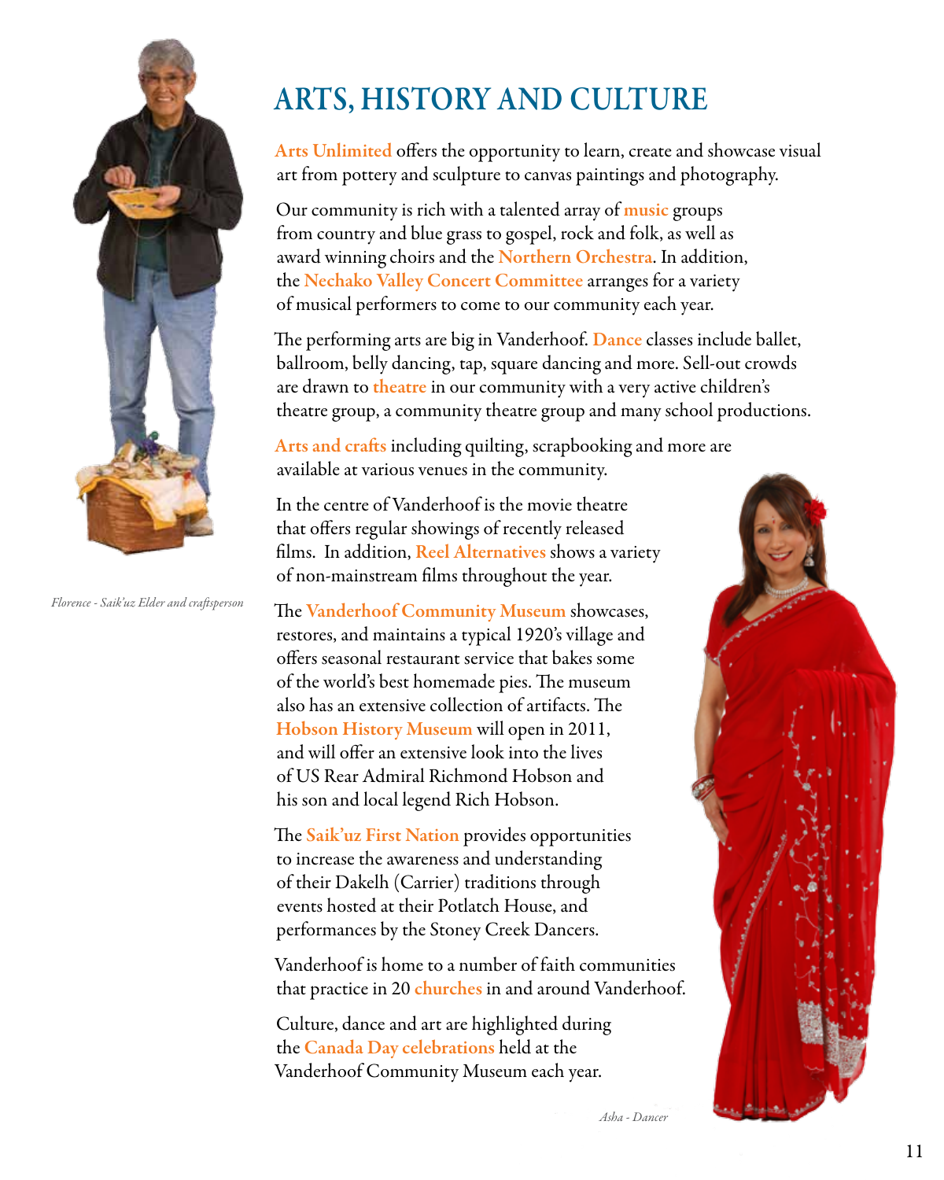# ARTS, HISTORY AND CULTURE

**Arts Unlimited** offers the opportunity to learn, create and showcase visual art from pottery and sculpture to canvas paintings and photography.

Our community is rich with a talented array of **music** groups from country and blue grass to gospel, rock and folk, as well as award winning choirs and the **Northern Orchestra**. In addition, the **Nechako Valley Concert Committee** arranges for a variety of musical performers to come to our community each year.

The performing arts are big in Vanderhoof. **Dance** classes include ballet, ballroom, belly dancing, tap, square dancing and more. Sell-out crowds are drawn to **theatre** in our community with a very active children's theatre group, a community theatre group and many school productions.

**Arts and crafts** including quilting, scrapbooking and more are available at various venues in the community.

In the centre of Vanderhoof is the movie theatre that offers regular showings of recently released films. In addition, **Reel Alternatives** shows a variety of non-mainstream films throughout the year.

The **Vanderhoof Community Museum** showcases, restores, and maintains a typical 1920's village and offers seasonal restaurant service that bakes some of the world's best homemade pies. The museum also has an extensive collection of artifacts. The **Hobson History Museum** will open in 2011, and will offer an extensive look into the lives of US Rear Admiral Richmond Hobson and his son and local legend Rich Hobson.

The **Saik'uz First Nation** provides opportunities to increase the awareness and understanding of their Dakelh (Carrier) traditions through events hosted at their Potlatch House, and performances by the Stoney Creek Dancers.

Vanderhoof is home to a number of faith communities that practice in 20 **churches** in and around Vanderhoof.

Culture, dance and art are highlighted during the **Canada Day celebrations** held at the Vanderhoof Community Museum each year.

*Florence - Saik'uz Elder and craftsperson*

*Asha - Dancer*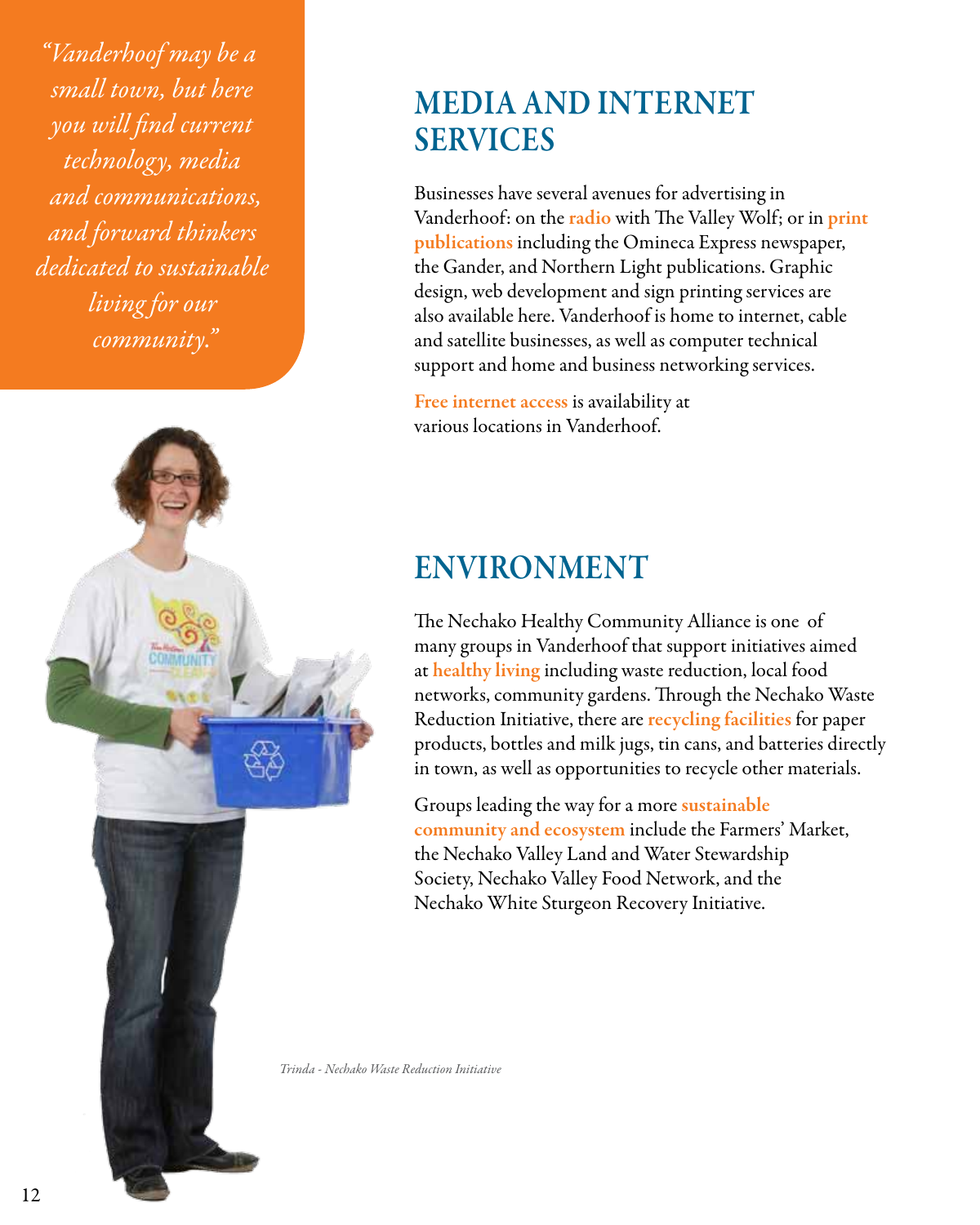*"Vanderhoof may be a small town, but here you will find current technology, media and communications, and forward thinkers dedicated to sustainable living for our community."*

## MEDIA AND INTERNET SERVICES

Businesses have several avenues for advertising in Vanderhoof: on the **radio** with The Valley Wolf; or in **print publications** including the Omineca Express newspaper, the Gander, and Northern Light publications. Graphic design, web development and sign printing services are also available here. Vanderhoof is home to internet, cable and satellite businesses, as well as computer technical support and home and business networking services.

**Free internet access** is availability at various locations in Vanderhoof.

## ENVIRONMENT

The Nechako Healthy Community Alliance is one of many groups in Vanderhoof that support initiatives aimed at **healthy living** including waste reduction, local food networks, community gardens. Through the Nechako Waste Reduction Initiative, there are **recycling facilities** for paper products, bottles and milk jugs, tin cans, and batteries directly in town, as well as opportunities to recycle other materials.

Groups leading the way for a more **sustainable community and ecosystem** include the Farmers' Market, the Nechako Valley Land and Water Stewardship Society, Nechako Valley Food Network, and the Nechako White Sturgeon Recovery Initiative.

*Trinda - Nechako Waste Reduction Initiative*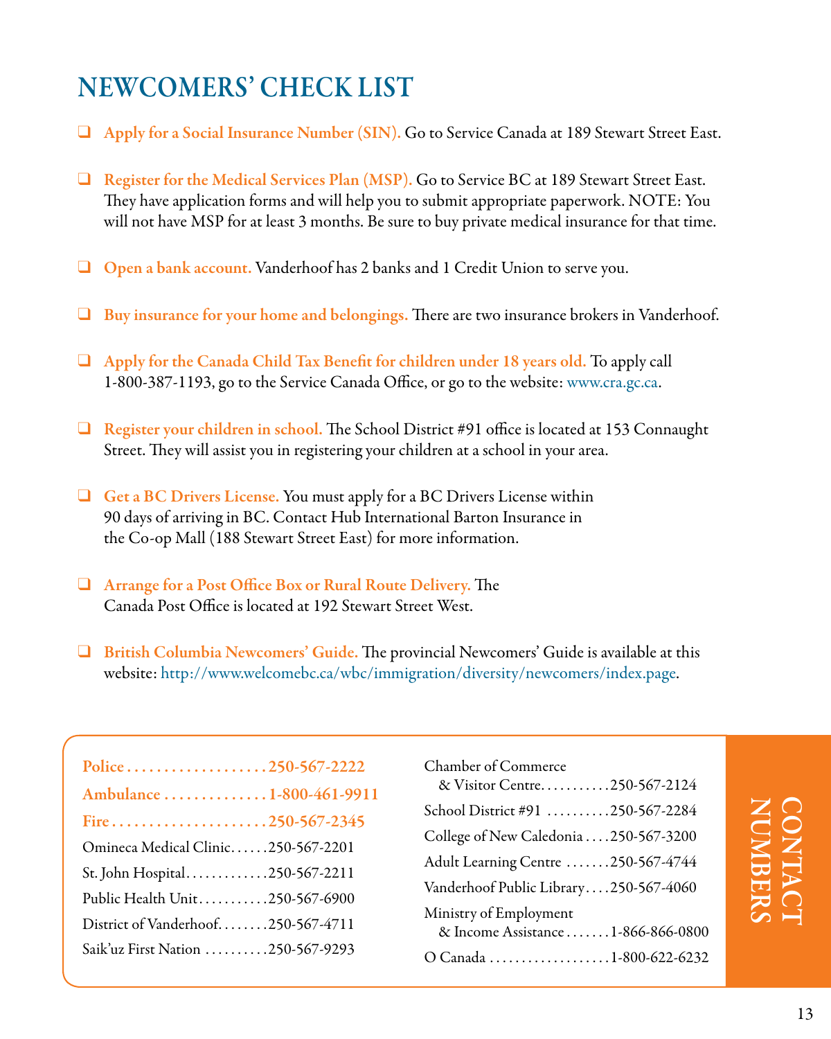# NEWCOMERS' CHECK LIST

- ❑ **Apply for a Social Insurance Number (SIN).** Go to Service Canada at 189 Stewart Street East.

- ❑ **Register for the Medical Services Plan (MSP).** Go to Service BC at 189 Stewart Street East. They have application forms and will help you to submit appropriate paperwork. NOTE: You will not have MSP for at least 3 months. Be sure to buy private medical insurance for that time.

- ❑ **Open a bank account.** Vanderhoof has 2 banks and 1 Credit Union to serve you.

- ❑ **Buy insurance for your home and belongings.** There are two insurance brokers in Vanderhoof.

- ❑ **Apply for the Canada Child Tax Benefit for children under 18 years old.** To apply call 1-800-387-1193, go to the Service Canada Office, or go to the website: www.cra.gc.ca.

- ❑ **Register your children in school.** The School District #91 office is located at 153 Connaught Street. They will assist you in registering your children at a school in your area.

- ❑ **Get a BC Drivers License.** You must apply for a BC Drivers License within 90 days of arriving in BC. Contact Hub International Barton Insurance in the Co-op Mall (188 Stewart Street East) for more information.

- ❑ **Arrange for a Post Office Box or Rural Route Delivery.** The Canada Post Office is located at 192 Stewart Street West.

- ❑ **British Columbia Newcomers' Guide.** The provincial Newcomers' Guide is available at this website: http://www.welcomebc.ca/wbc/immigration/diversity/newcomers/index.page.

## CONTACT NUMBERS

| Contact | Number |
|---|---|
| **Police** | **250-567-2222** |
| **Ambulance** | **1-800-461-9911** |
| **Fire** | **250-567-2345** |
| Omineca Medical Clinic | 250-567-2201 |
| St. John Hospital | 250-567-2211 |
| Public Health Unit | 250-567-6900 |
| District of Vanderhoof | 250-567-4711 |
| Saik'uz First Nation | 250-567-9293 |
| Chamber of Commerce & Visitor Centre | 250-567-2124 |
| School District #91 | 250-567-2284 |
| College of New Caledonia | 250-567-3200 |
| Adult Learning Centre | 250-567-4744 |
| Vanderhoof Public Library | 250-567-4060 |
| Ministry of Employment & Income Assistance | 1-866-866-0800 |
| O Canada | 1-800-622-6232 |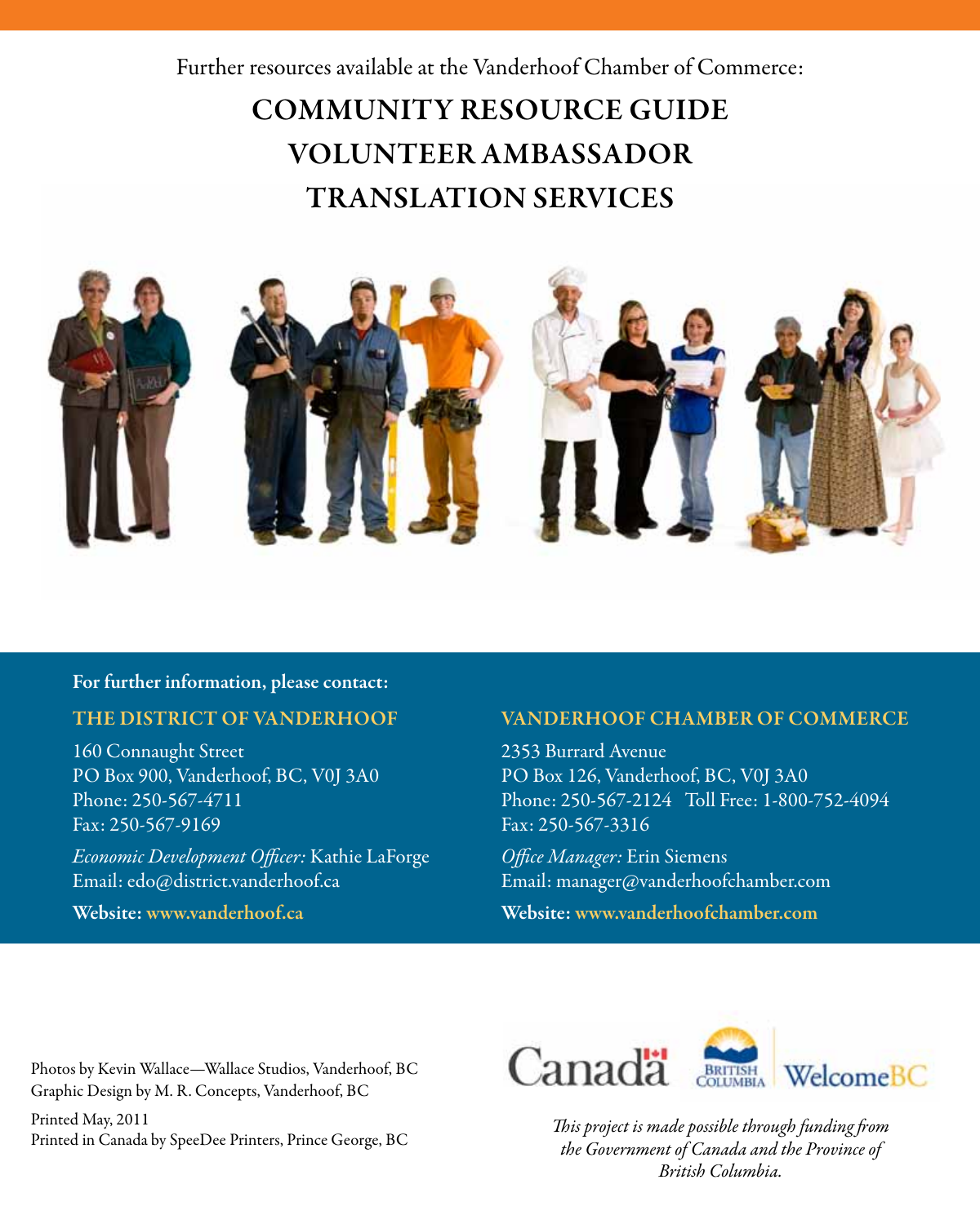Further resources available at the Vanderhoof Chamber of Commerce:

# COMMUNITY RESOURCE GUIDE
# VOLUNTEER AMBASSADOR
# TRANSLATION SERVICES

**For further information, please contact:**

### THE DISTRICT OF VANDERHOOF

160 Connaught Street
PO Box 900, Vanderhoof, BC, V0J 3A0
Phone: 250-567-4711
Fax: 250-567-9169

*Economic Development Officer:* Kathie LaForge
Email: edo@district.vanderhoof.ca

**Website: www.vanderhoof.ca**

### VANDERHOOF CHAMBER OF COMMERCE

2353 Burrard Avenue
PO Box 126, Vanderhoof, BC, V0J 3A0
Phone: 250-567-2124 Toll Free: 1-800-752-4094
Fax: 250-567-3316

*Office Manager:* Erin Siemens
Email: manager@vanderhoofchamber.com

**Website: www.vanderhoofchamber.com**

Photos by Kevin Wallace—Wallace Studios, Vanderhoof, BC
Graphic Design by M. R. Concepts, Vanderhoof, BC

Printed May, 2011
Printed in Canada by SpeeDee Printers, Prince George, BC

Canada | British Columbia | WelcomeBC

*This project is made possible through funding from the Government of Canada and the Province of British Columbia.*